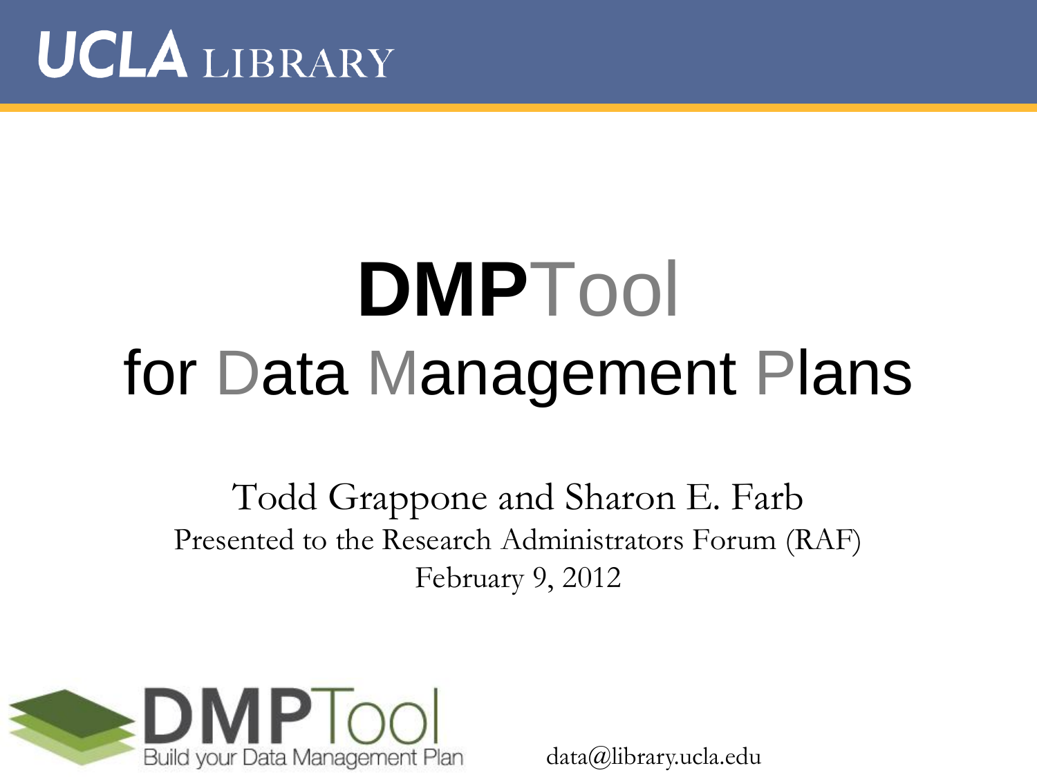UCLA LIBRARY

# DMPTool for Data Management Plans

Todd Grappone and Sharon E. Farb

Presented to the Research Administrators Forum (RAF)

February 9, 2012

DMPTool Build your Data Management Plan

data@library.ucla.edu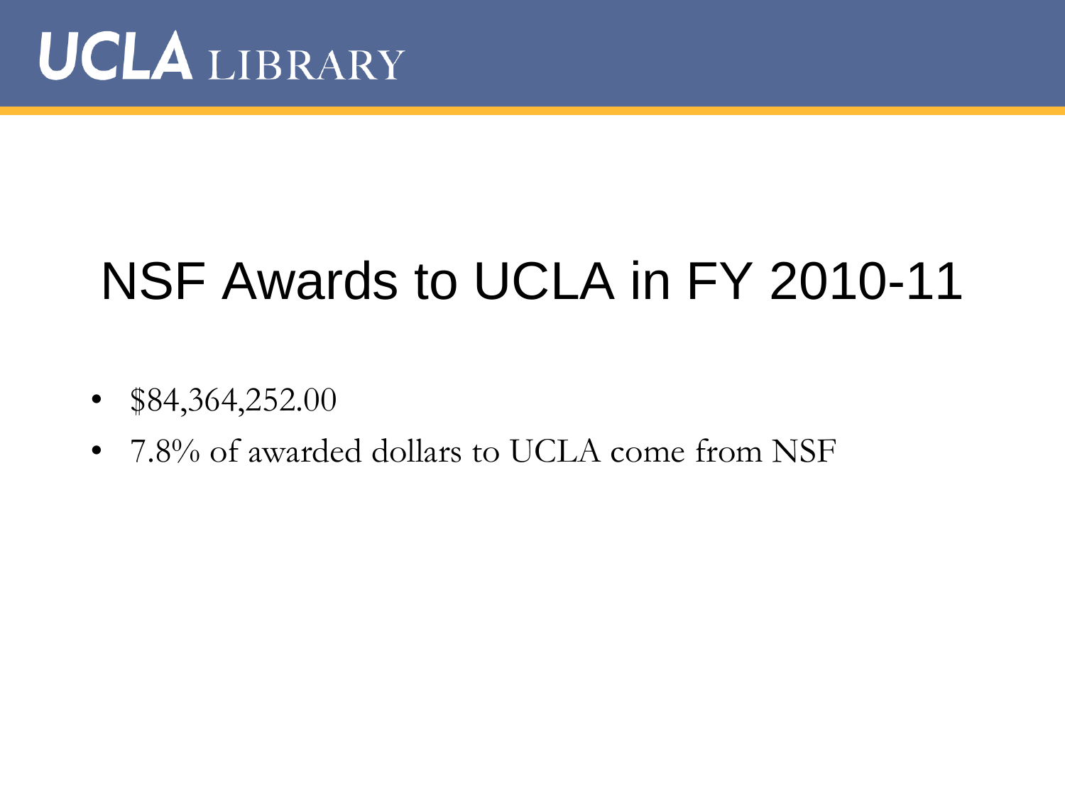# NSF Awards to UCLA in FY 2010-11

- $84,364,252.00
- 7.8% of awarded dollars to UCLA come from NSF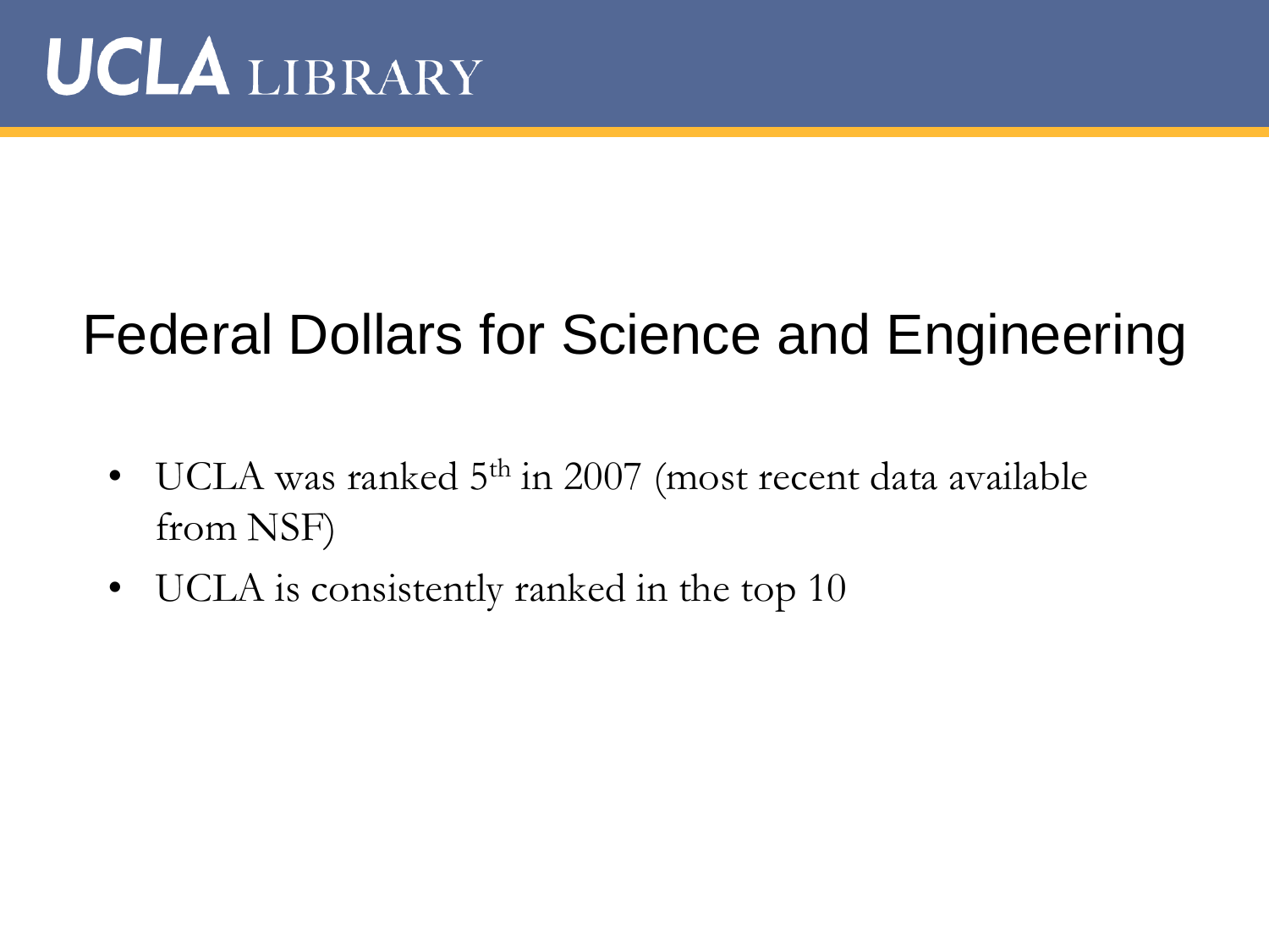# Federal Dollars for Science and Engineering

- UCLA was ranked 5th in 2007 (most recent data available from NSF)
- UCLA is consistently ranked in the top 10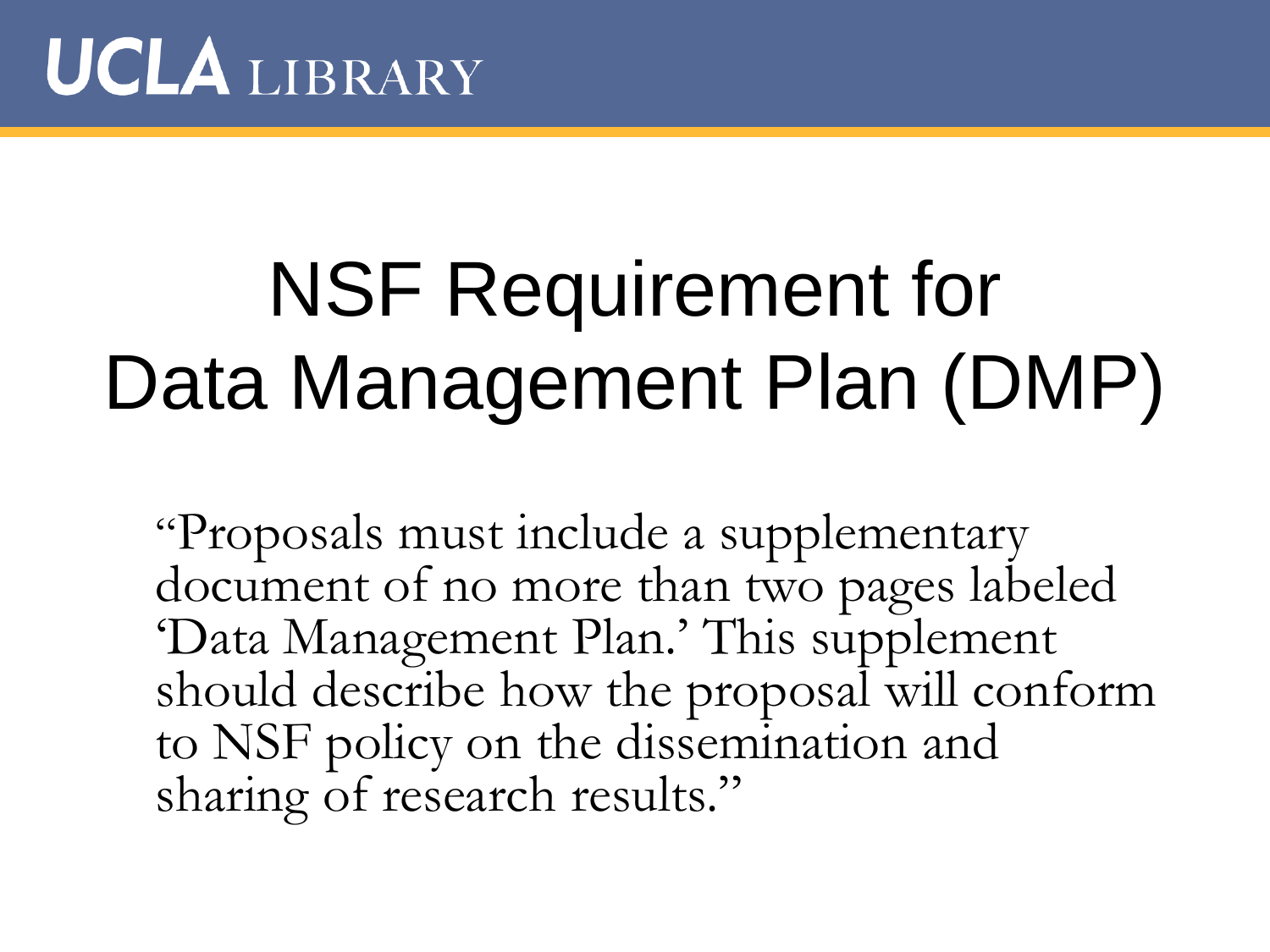# NSF Requirement for Data Management Plan (DMP)

"Proposals must include a supplementary document of no more than two pages labeled 'Data Management Plan.' This supplement should describe how the proposal will conform to NSF policy on the dissemination and sharing of research results."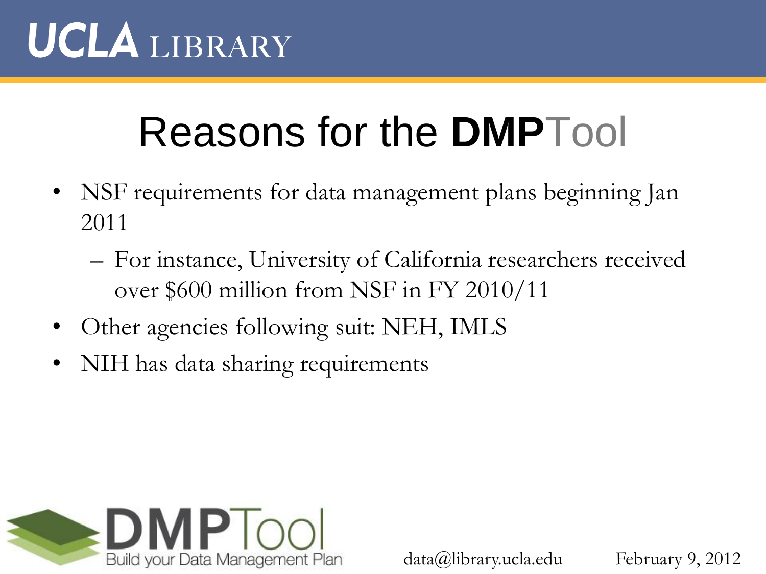# Reasons for the **DMP**Tool

- NSF requirements for data management plans beginning Jan 2011
  - For instance, University of California researchers received over $600 million from NSF in FY 2010/11
- Other agencies following suit: NEH, IMLS
- NIH has data sharing requirements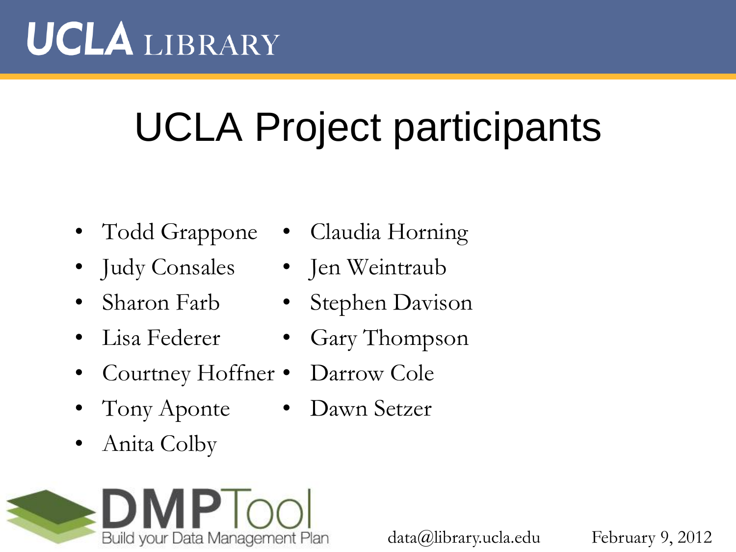# UCLA Project participants

- Todd Grappone
- Judy Consales
- Sharon Farb
- Lisa Federer
- Courtney Hoffner
- Tony Aponte
- Anita Colby
- Claudia Horning
- Jen Weintraub
- Stephen Davison
- Gary Thompson
- Darrow Cole
- Dawn Setzer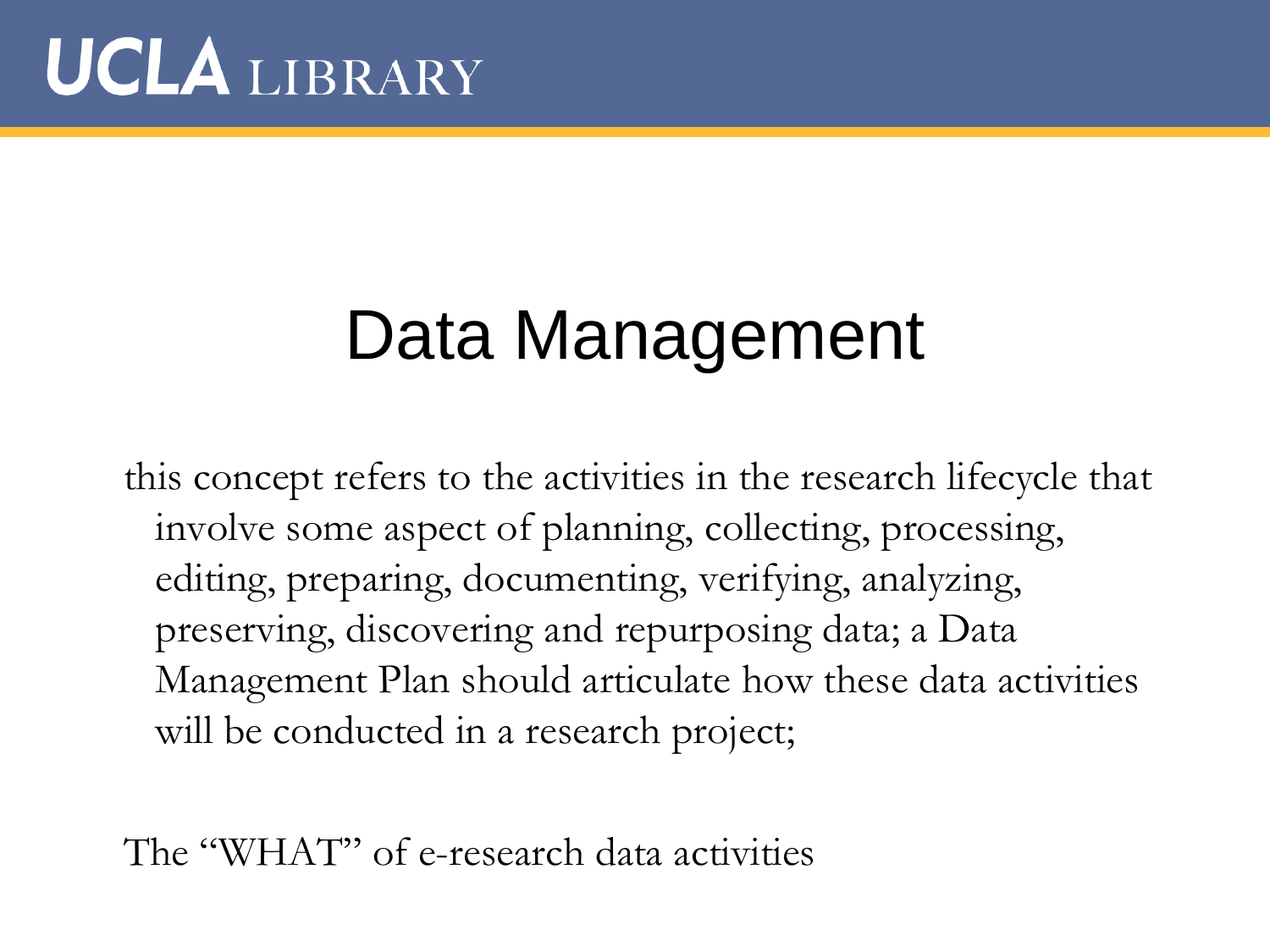# Data Management

this concept refers to the activities in the research lifecycle that involve some aspect of planning, collecting, processing, editing, preparing, documenting, verifying, analyzing, preserving, discovering and repurposing data; a Data Management Plan should articulate how these data activities will be conducted in a research project;

The "WHAT" of e-research data activities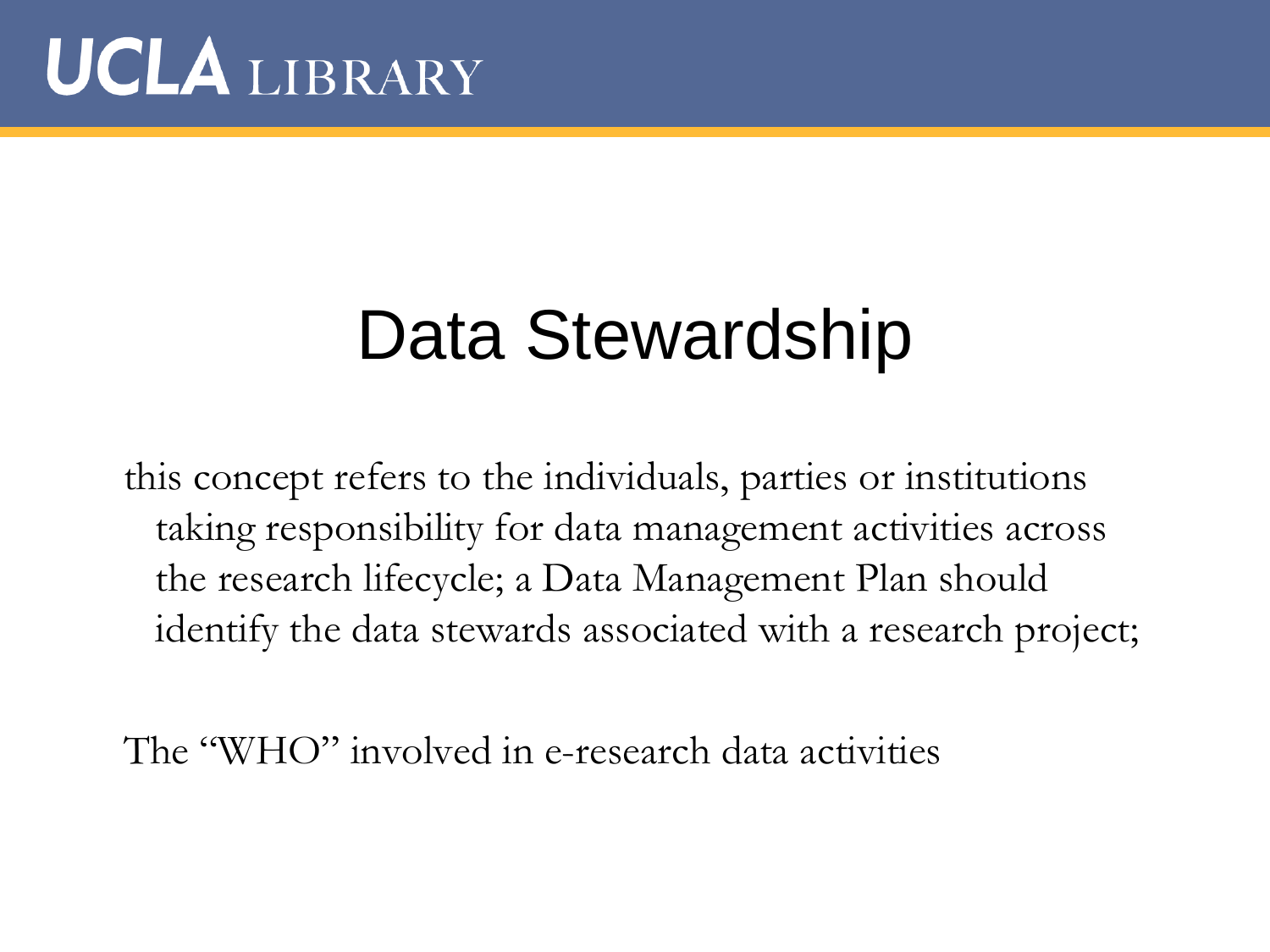# Data Stewardship

this concept refers to the individuals, parties or institutions taking responsibility for data management activities across the research lifecycle; a Data Management Plan should identify the data stewards associated with a research project;

The "WHO" involved in e-research data activities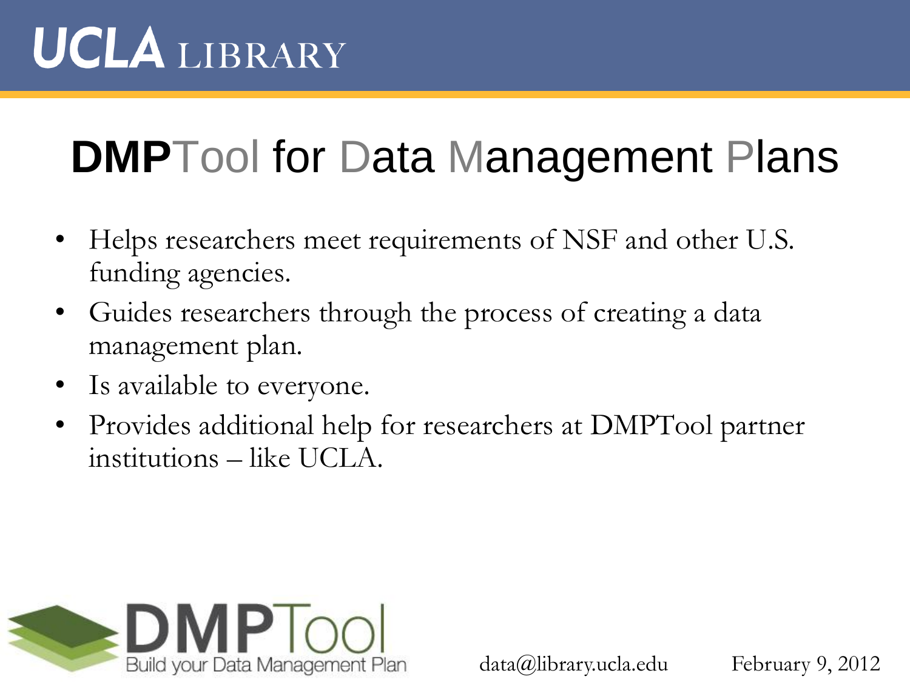# DMPTool for Data Management Plans

- Helps researchers meet requirements of NSF and other U.S. funding agencies.
- Guides researchers through the process of creating a data management plan.
- Is available to everyone.
- Provides additional help for researchers at DMPTool partner institutions – like UCLA.

data@library.ucla.edu February 9, 2012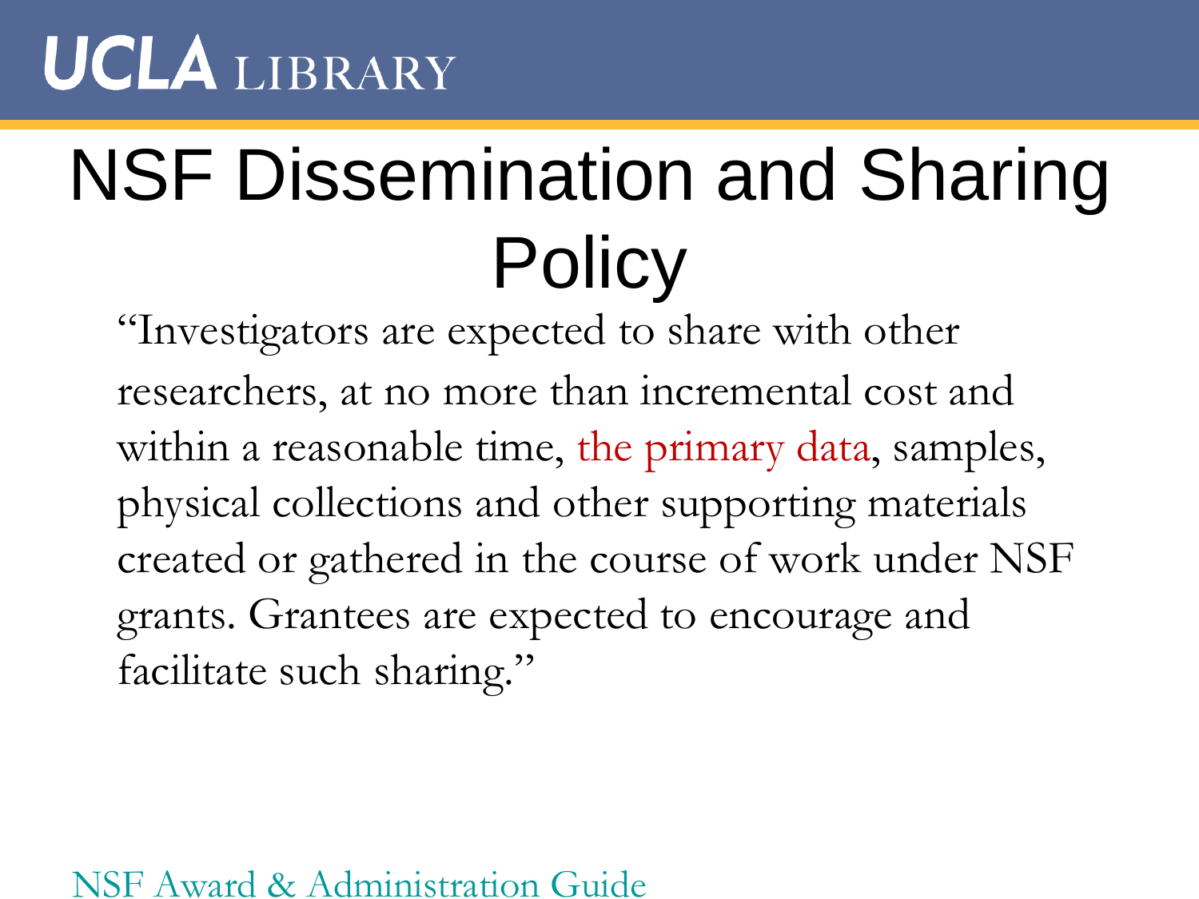# NSF Dissemination and Sharing Policy

"Investigators are expected to share with other researchers, at no more than incremental cost and within a reasonable time, the primary data, samples, physical collections and other supporting materials created or gathered in the course of work under NSF grants. Grantees are expected to encourage and facilitate such sharing."

NSF Award & Administration Guide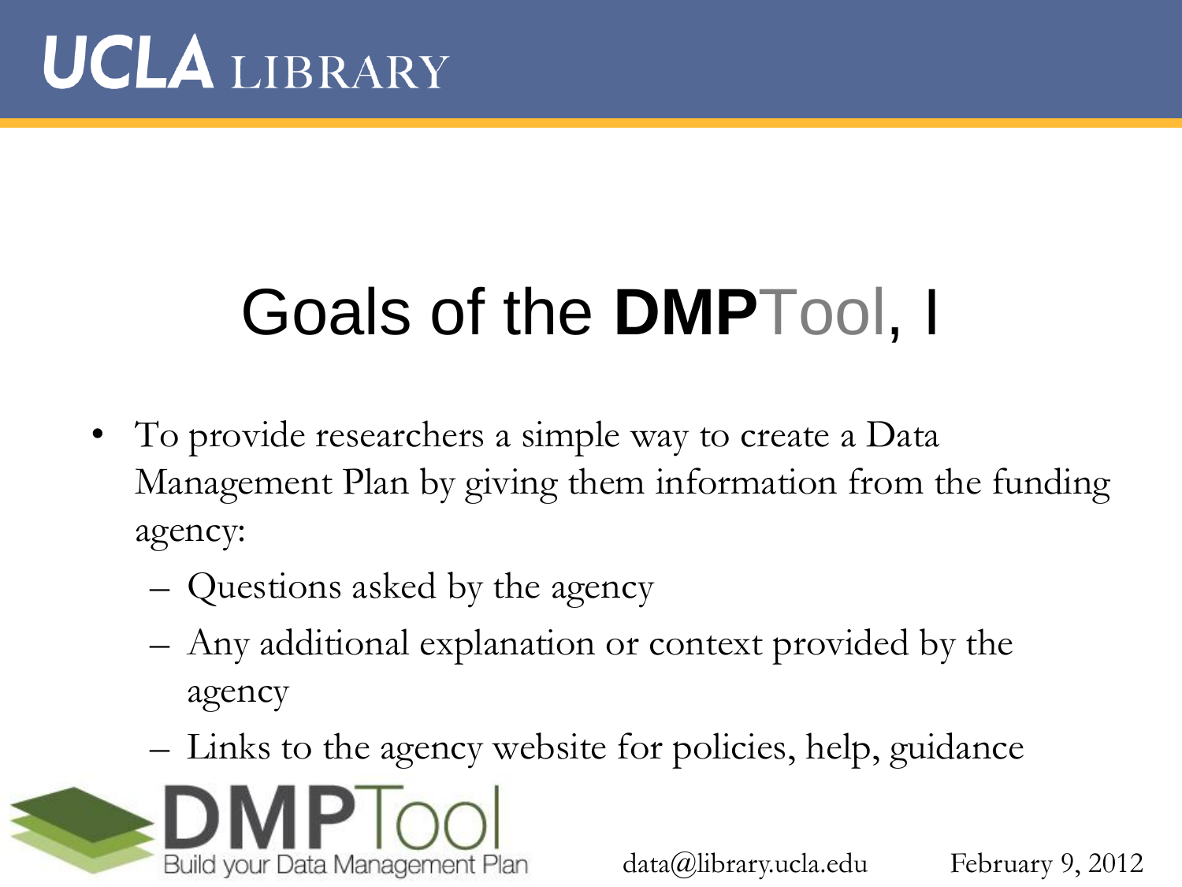# Goals of the **DMP**Tool, I

- To provide researchers a simple way to create a Data Management Plan by giving them information from the funding agency:
  - Questions asked by the agency
  - Any additional explanation or context provided by the agency
  - Links to the agency website for policies, help, guidance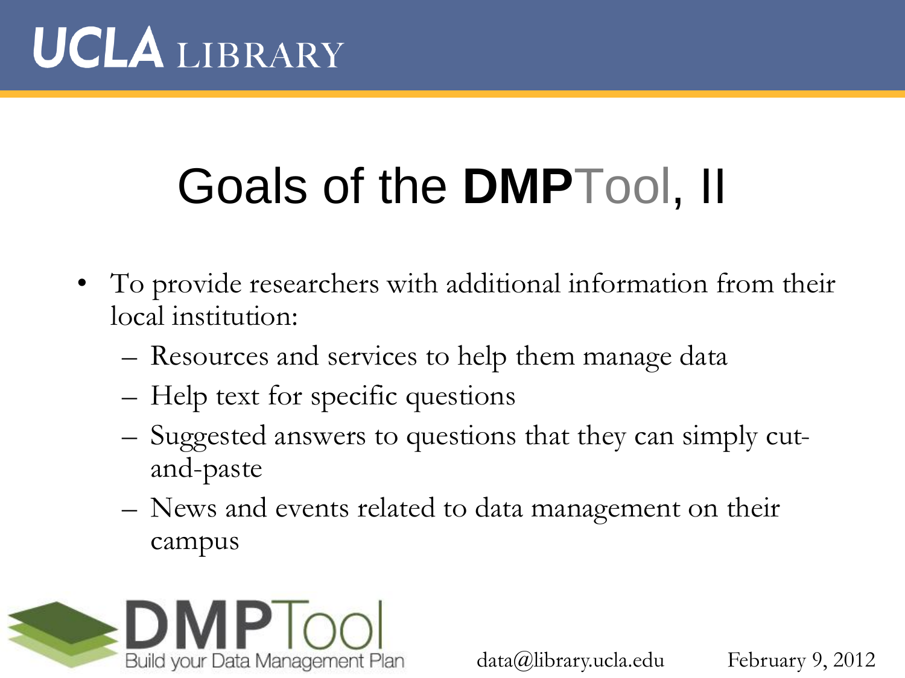# Goals of the **DMP**Tool, II

- To provide researchers with additional information from their local institution:
  - Resources and services to help them manage data
  - Help text for specific questions
  - Suggested answers to questions that they can simply cut-and-paste
  - News and events related to data management on their campus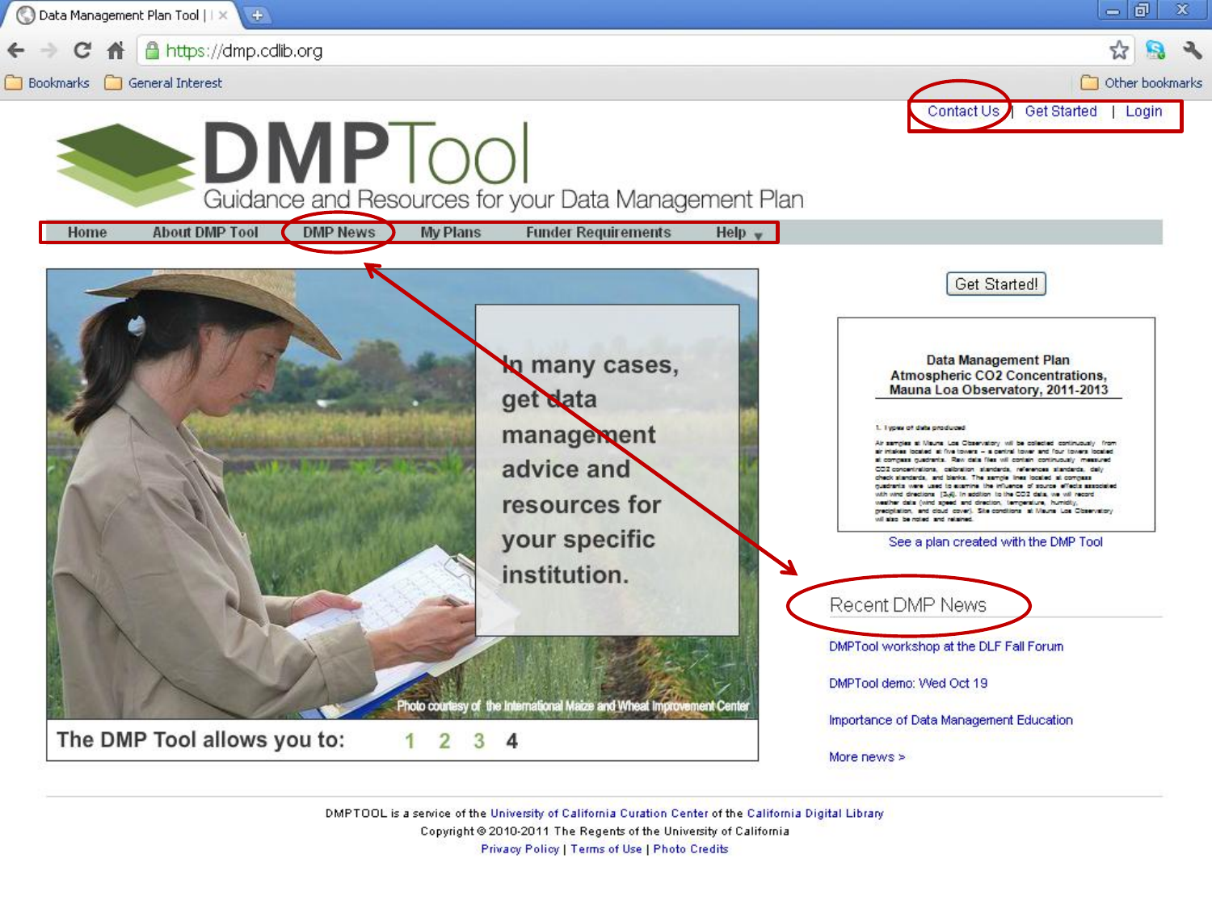Contact Us | Get Started | Login

# DMPTool

Guidance and Resources for your Data Management Plan

Home | About DMP Tool | DMP News | My Plans | Funder Requirements | Help

In many cases, get data management advice and resources for your specific institution.

Photo courtesy of the International Maize and Wheat Improvement Center

The DMP Tool allows you to: 1 2 3 4

Get Started!

**Data Management Plan**
**Atmospheric CO2 Concentrations, Mauna Loa Observatory, 2011-2013**

See a plan created with the DMP Tool

## Recent DMP News

- DMPTool workshop at the DLF Fall Forum
- DMPTool demo: Wed Oct 19
- Importance of Data Management Education
- More news >

DMPTOOL is a service of the University of California Curation Center of the California Digital Library
Copyright © 2010-2011 The Regents of the University of California
Privacy Policy | Terms of Use | Photo Credits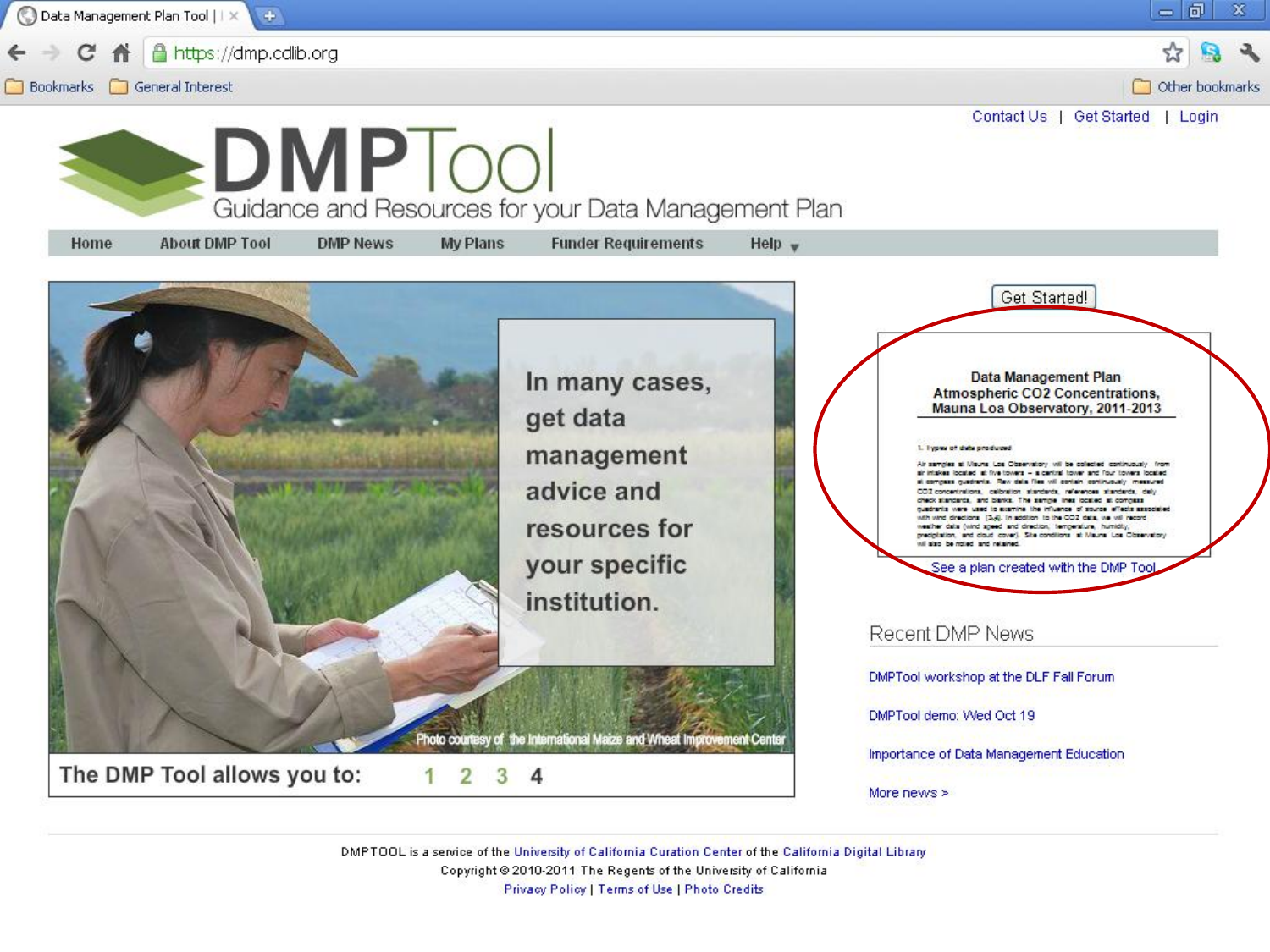Contact Us | Get Started | Login

# DMPTool

Guidance and Resources for your Data Management Plan

Home | About DMP Tool | DMP News | My Plans | Funder Requirements | Help

In many cases, get data management advice and resources for your specific institution.

Photo courtesy of the International Maize and Wheat Improvement Center

The DMP Tool allows you to: 1 2 3 4

Get Started!

Data Management Plan
Atmospheric $CO_2$ Concentrations, Mauna Loa Observatory, 2011-2013

See a plan created with the DMP Tool

## Recent DMP News

DMPTool workshop at the DLF Fall Forum

DMPTool demo: Wed Oct 19

Importance of Data Management Education

More news >

DMPTOOL is a service of the University of California Curation Center of the California Digital Library
Copyright © 2010-2011 The Regents of the University of California
Privacy Policy | Terms of Use | Photo Credits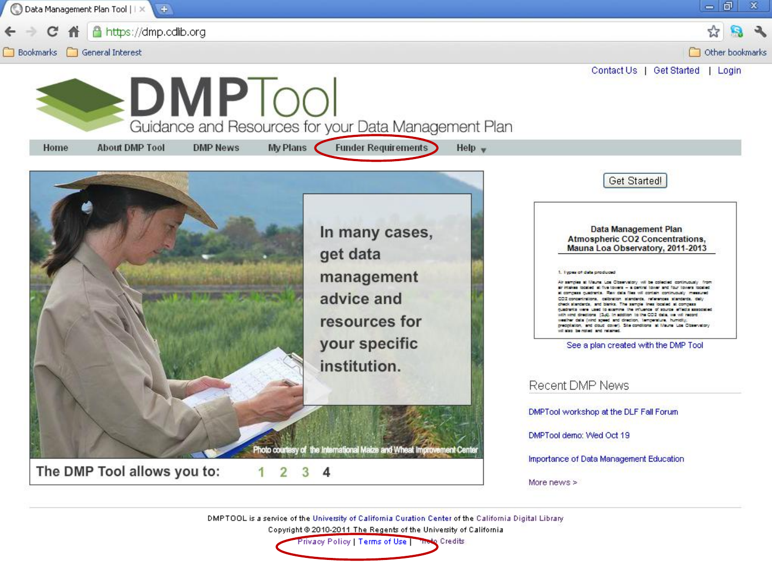Data Management Plan Tool |

https://dmp.cdlib.org

Bookmarks | General Interest | Other bookmarks

Contact Us | Get Started | Login

# DMPTool

Guidance and Resources for your Data Management Plan

Home | About DMP Tool | DMP News | My Plans | Funder Requirements | Help

In many cases, get data management advice and resources for your specific institution.

Photo courtesy of the International Maize and Wheat Improvement Center

The DMP Tool allows you to: 1 2 3 4

Get Started!

**Data Management Plan**
**Atmospheric CO2 Concentrations, Mauna Loa Observatory, 2011-2013**

See a plan created with the DMP Tool

## Recent DMP News

DMPTool workshop at the DLF Fall Forum

DMPTool demo: Wed Oct 19

Importance of Data Management Education

More news >

DMPTOOL is a service of the University of California Curation Center of the California Digital Library

Copyright © 2010-2011 The Regents of the University of California

Privacy Policy | Terms of Use | Photo Credits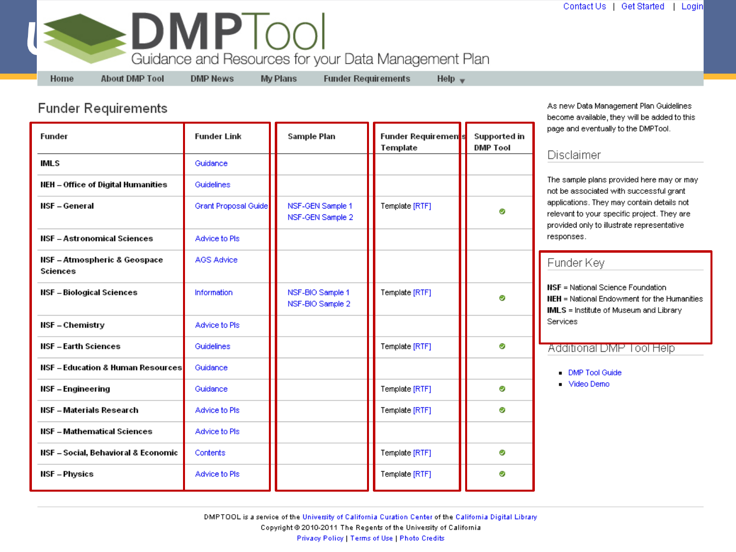Contact Us | Get Started | Login

# DMPTool

Guidance and Resources for your Data Management Plan

Home | About DMP Tool | DMP News | My Plans | Funder Requirements | Help

## Funder Requirements

| Funder | Funder Link | Sample Plan | Funder Requirements Template | Supported in DMP Tool |
|---|---|---|---|---|
| IMLS | Guidance | | | |
| NEH – Office of Digital Humanities | Guidelines | | | |
| NSF – General | Grant Proposal Guide | NSF-GEN Sample 1<br>NSF-GEN Sample 2 | Template [RTF] | ✔ |
| NSF – Astronomical Sciences | Advice to PIs | | | |
| NSF – Atmospheric & Geospace Sciences | AGS Advice | | | |
| NSF – Biological Sciences | Information | NSF-BIO Sample 1<br>NSF-BIO Sample 2 | Template [RTF] | ✔ |
| NSF – Chemistry | Advice to PIs | | | |
| NSF – Earth Sciences | Guidelines | | Template [RTF] | ✔ |
| NSF – Education & Human Resources | Guidance | | | |
| NSF – Engineering | Guidance | | Template [RTF] | ✔ |
| NSF – Materials Research | Advice to PIs | | Template [RTF] | ✔ |
| NSF – Mathematical Sciences | Advice to PIs | | | |
| NSF – Social, Behavioral & Economic | Contents | | Template [RTF] | ✔ |
| NSF – Physics | Advice to PIs | | Template [RTF] | ✔ |

As new Data Management Plan Guidelines become available, they will be added to this page and eventually to the DMPTool.

### Disclaimer

The sample plans provided here may or may not be associated with successful grant applications. They may contain details not relevant to your specific project. They are provided only to illustrate representative responses.

### Funder Key

**NSF** = National Science Foundation
**NEH** = National Endowment for the Humanities
**IMLS** = Institute of Museum and Library Services

### Additional DMP Tool Help

- DMP Tool Guide
- Video Demo

DMPTOOL is a service of the University of California Curation Center of the California Digital Library
Copyright © 2010-2011 The Regents of the University of California
Privacy Policy | Terms of Use | Photo Credits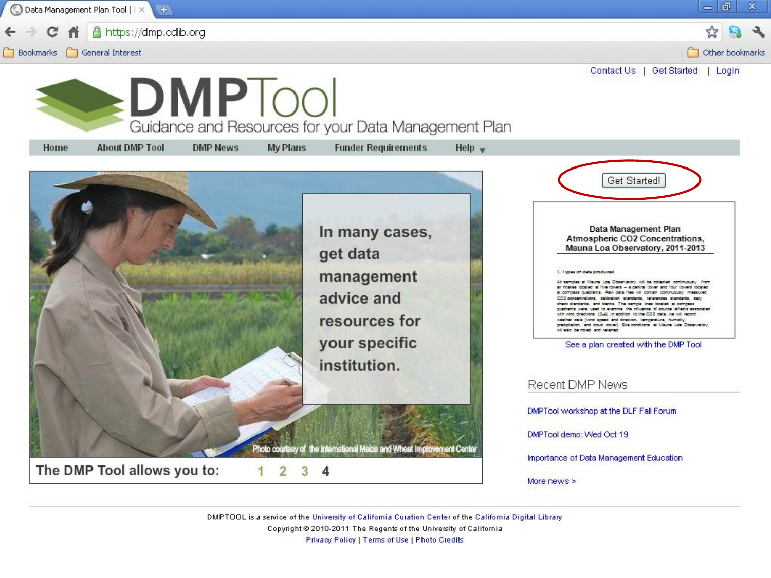Contact Us | Get Started | Login

# DMPTool

Guidance and Resources for your Data Management Plan

Home | About DMP Tool | DMP News | My Plans | Funder Requirements | Help

In many cases, get data management advice and resources for your specific institution.

Photo courtesy of the International Maize and Wheat Improvement Center

**The DMP Tool allows you to:** 1 2 3 4

Get Started!

**Data Management Plan**
**Atmospheric CO2 Concentrations, Mauna Loa Observatory, 2011-2013**

See a plan created with the DMP Tool

## Recent DMP News

DMPTool workshop at the DLF Fall Forum

DMPTool demo: Wed Oct 19

Importance of Data Management Education

More news >

DMPTOOL is a service of the University of California Curation Center of the California Digital Library
Copyright © 2010-2011 The Regents of the University of California
Privacy Policy | Terms of Use | Photo Credits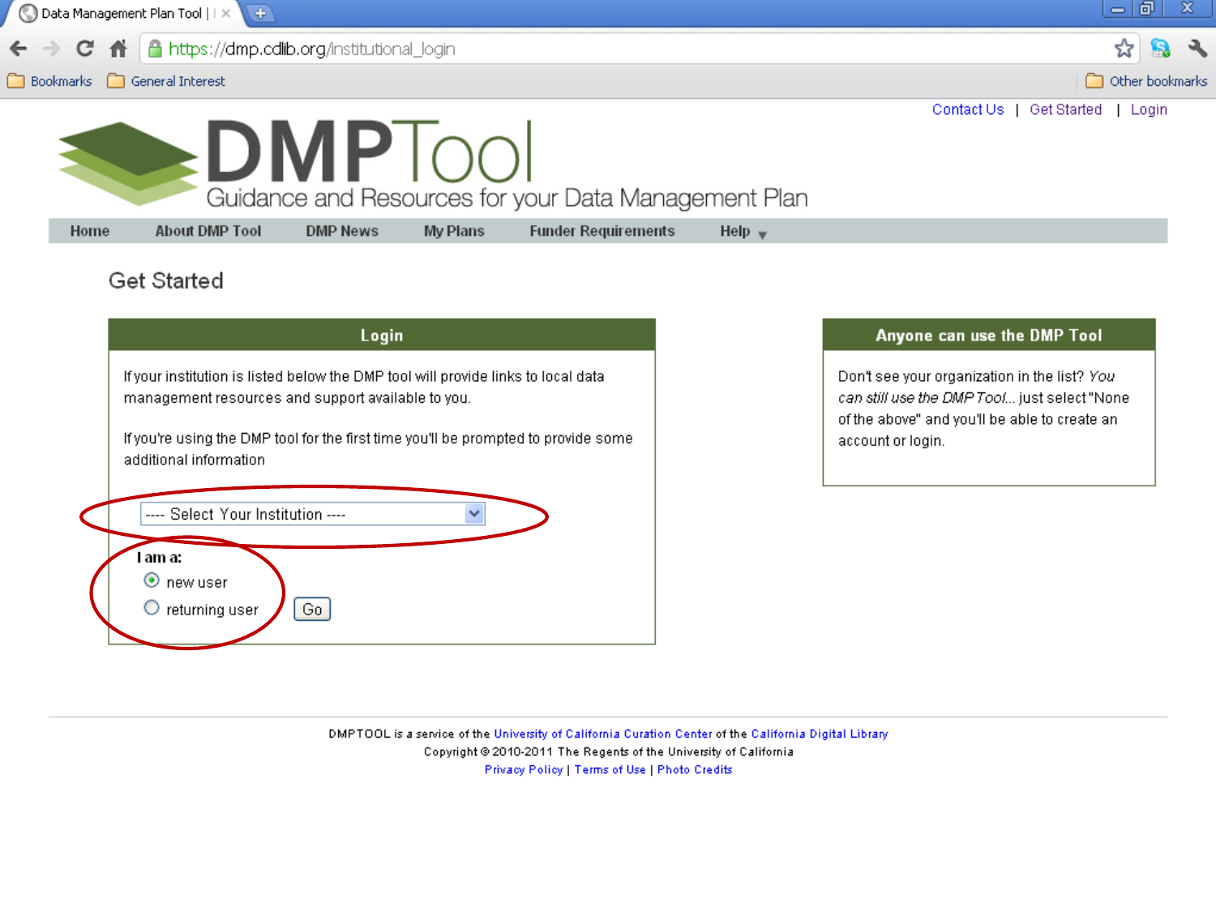Contact Us | Get Started | Login

# DMPTool

Guidance and Resources for your Data Management Plan

Home | About DMP Tool | DMP News | My Plans | Funder Requirements | Help

## Get Started

### Login

If your institution is listed below the DMP tool will provide links to local data management resources and support available to you.

If you're using the DMP tool for the first time you'll be prompted to provide some additional information

---- Select Your Institution ----

I am a:

- new user
- returning user

Go

### Anyone can use the DMP Tool

Don't see your organization in the list? *You can still use the DMP Tool...* just select "None of the above" and you'll be able to create an account or login.

DMPTOOL is a service of the University of California Curation Center of the California Digital Library

Copyright © 2010-2011 The Regents of the University of California

Privacy Policy | Terms of Use | Photo Credits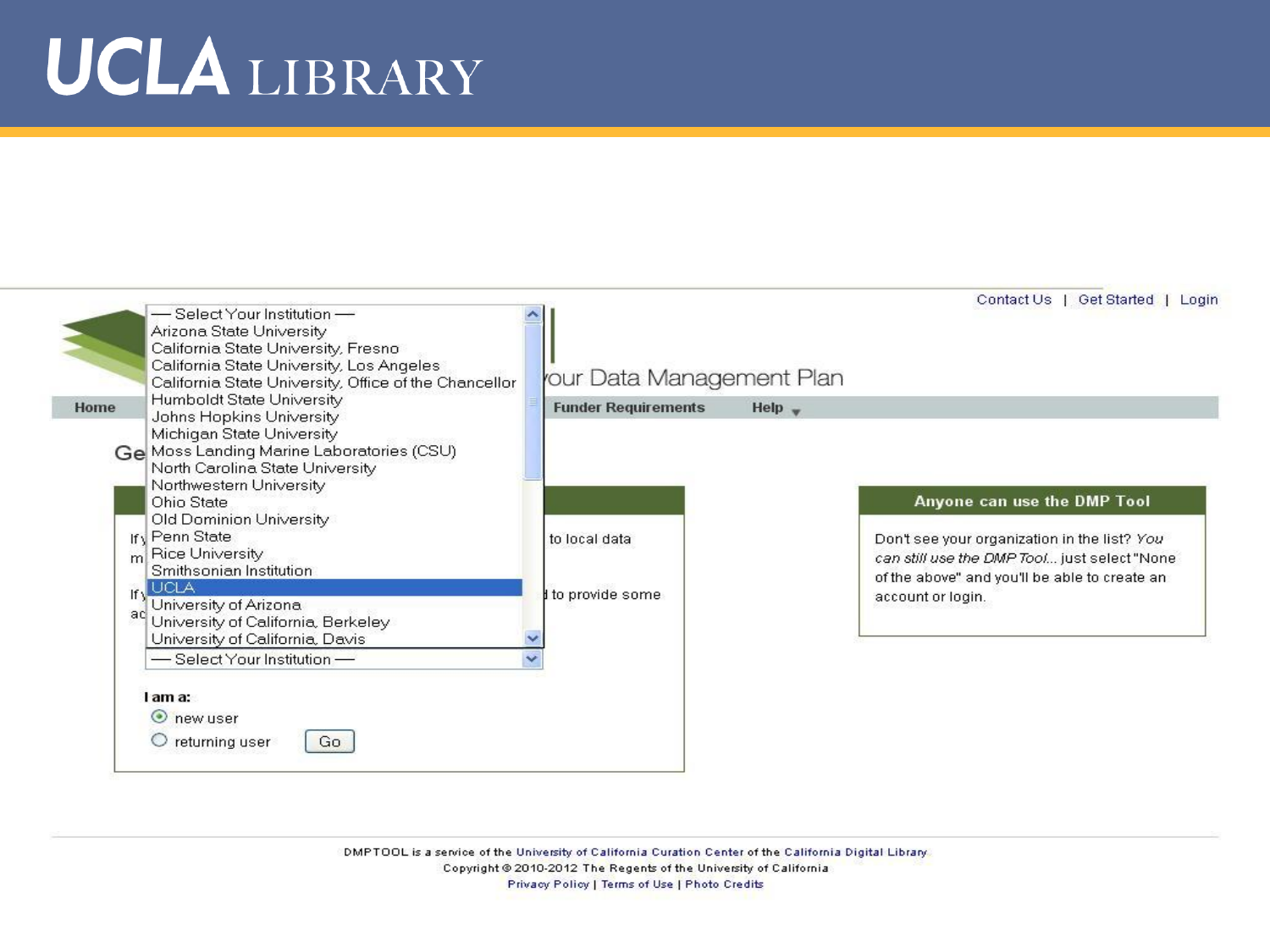# UCLA LIBRARY

Contact Us | Get Started | Login

...our Data Management Plan

Home | Funder Requirements | Help

— Select Your Institution —
- Arizona State University
- California State University, Fresno
- California State University, Los Angeles
- California State University, Office of the Chancellor
- Humboldt State University
- Johns Hopkins University
- Michigan State University
- Moss Landing Marine Laboratories (CSU)
- North Carolina State University
- Northwestern University
- Ohio State
- Old Dominion University
- Penn State
- Rice University
- Smithsonian Institution
- UCLA
- University of Arizona
- University of California, Berkeley
- University of California, Davis

— Select Your Institution —

I am a:

- new user
- returning user

Go

**Anyone can use the DMP Tool**

Don't see your organization in the list? *You can still use the DMP Tool...* just select "None of the above" and you'll be able to create an account or login.

DMPTOOL is a service of the University of California Curation Center of the California Digital Library
Copyright © 2010-2012 The Regents of the University of California
Privacy Policy | Terms of Use | Photo Credits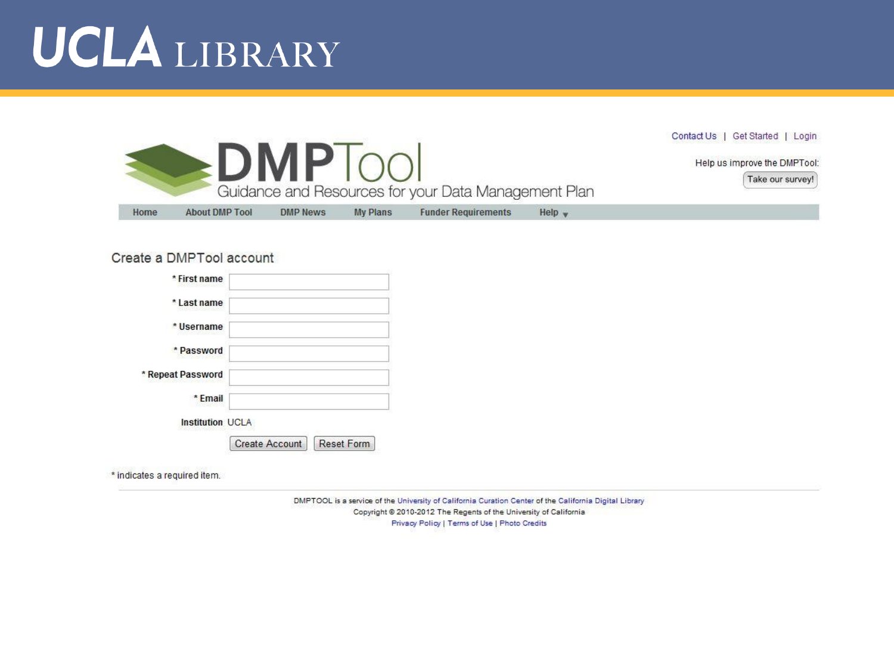# UCLA LIBRARY

Contact Us | Get Started | Login

# DMPTool

Guidance and Resources for your Data Management Plan

Help us improve the DMPTool:

Take our survey!

Home | About DMP Tool | DMP News | My Plans | Funder Requirements | Help

## Create a DMPTool account

* First name

* Last name

* Username

* Password

* Repeat Password

* Email

Institution UCLA

Create Account | Reset Form

* indicates a required item.

DMPTOOL is a service of the University of California Curation Center of the California Digital Library

Copyright © 2010-2012 The Regents of the University of California

Privacy Policy | Terms of Use | Photo Credits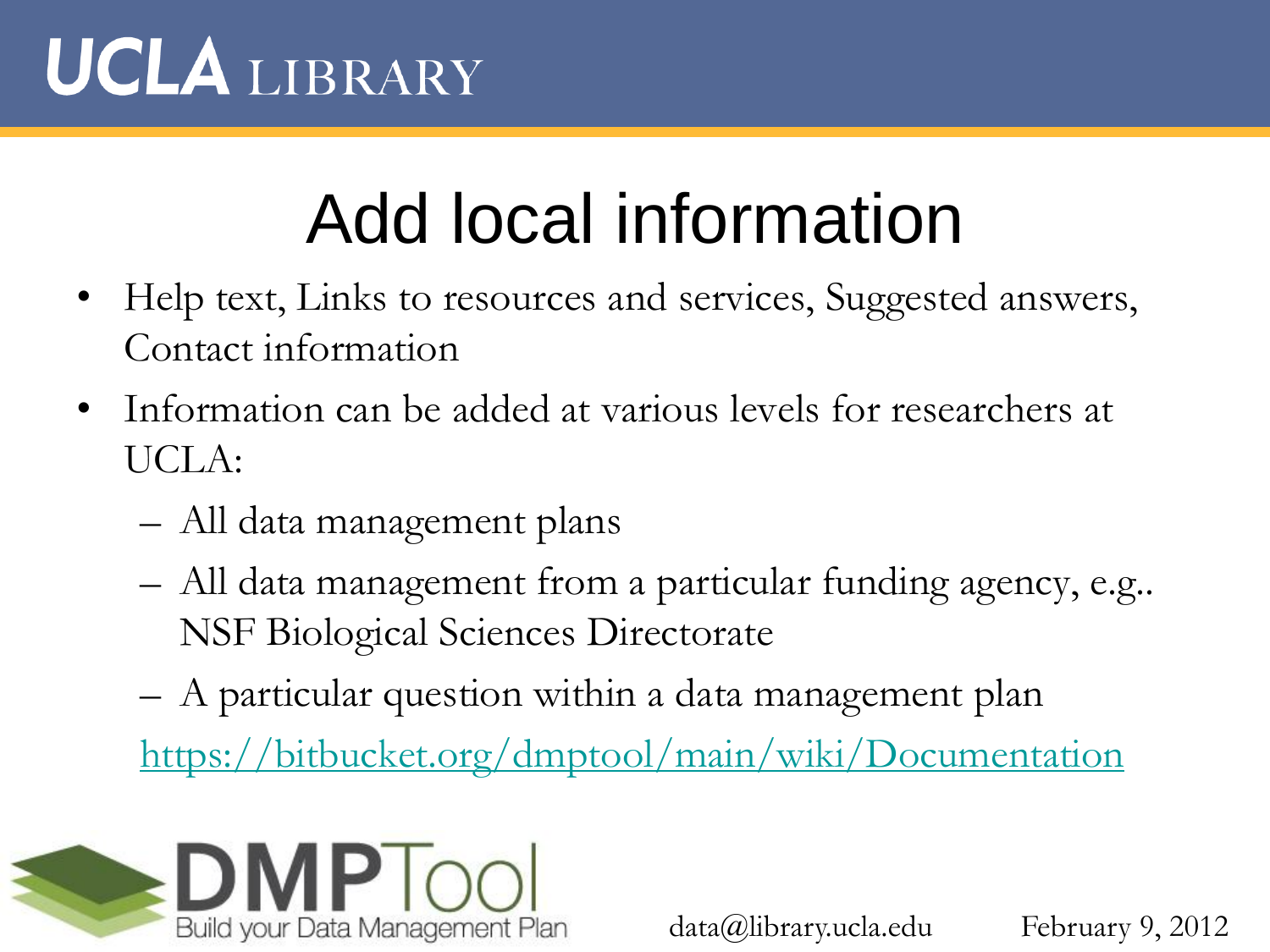# Add local information

- Help text, Links to resources and services, Suggested answers, Contact information
- Information can be added at various levels for researchers at UCLA:
  - All data management plans
  - All data management from a particular funding agency, e.g.. NSF Biological Sciences Directorate
  - A particular question within a data management plan

  https://bitbucket.org/dmptool/main/wiki/Documentation

data@library.ucla.edu February 9, 2012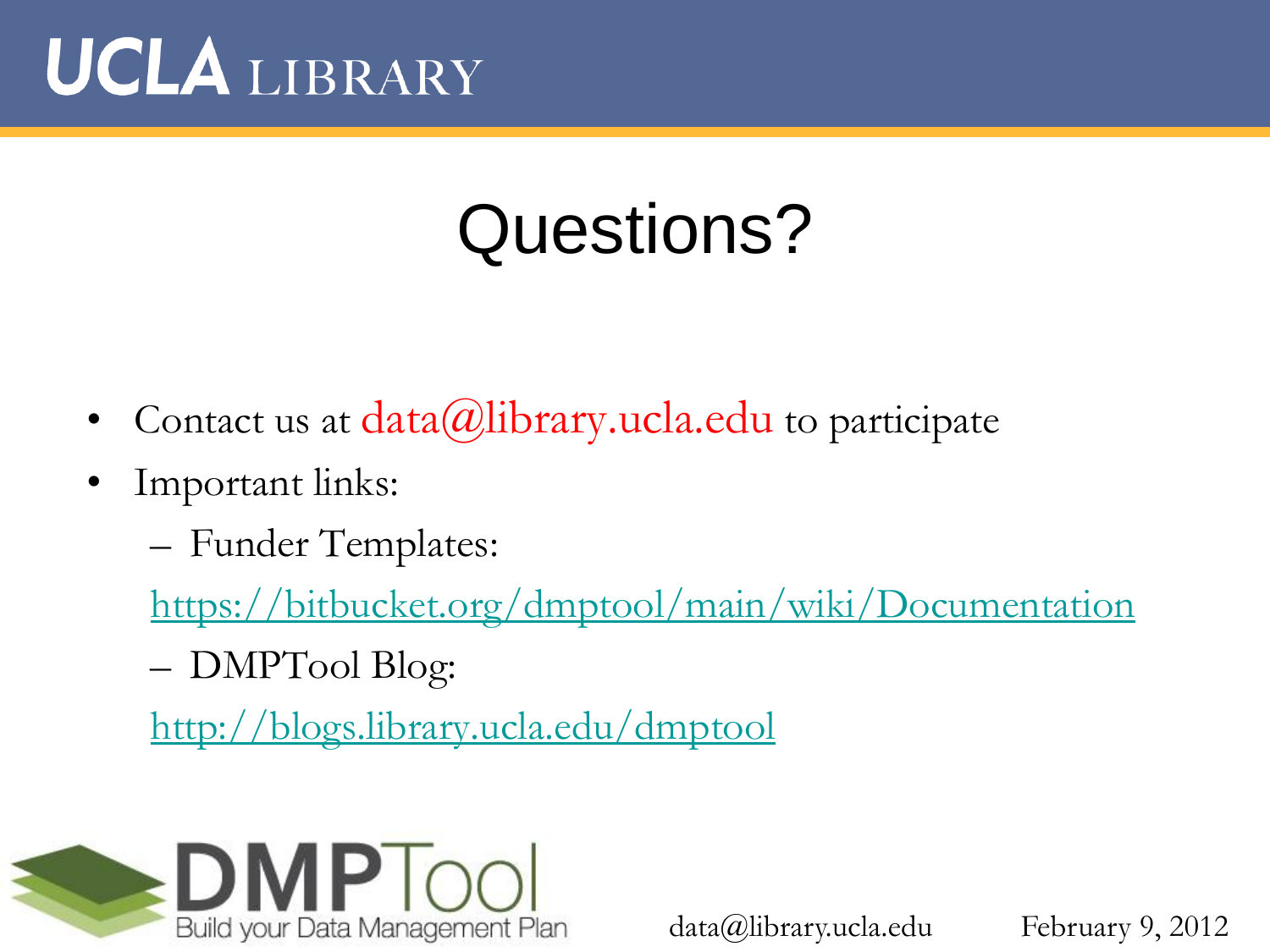# Questions?

- Contact us at data@library.ucla.edu to participate
- Important links:
  - Funder Templates:

    https://bitbucket.org/dmptool/main/wiki/Documentation
  - DMPTool Blog:

    http://blogs.library.ucla.edu/dmptool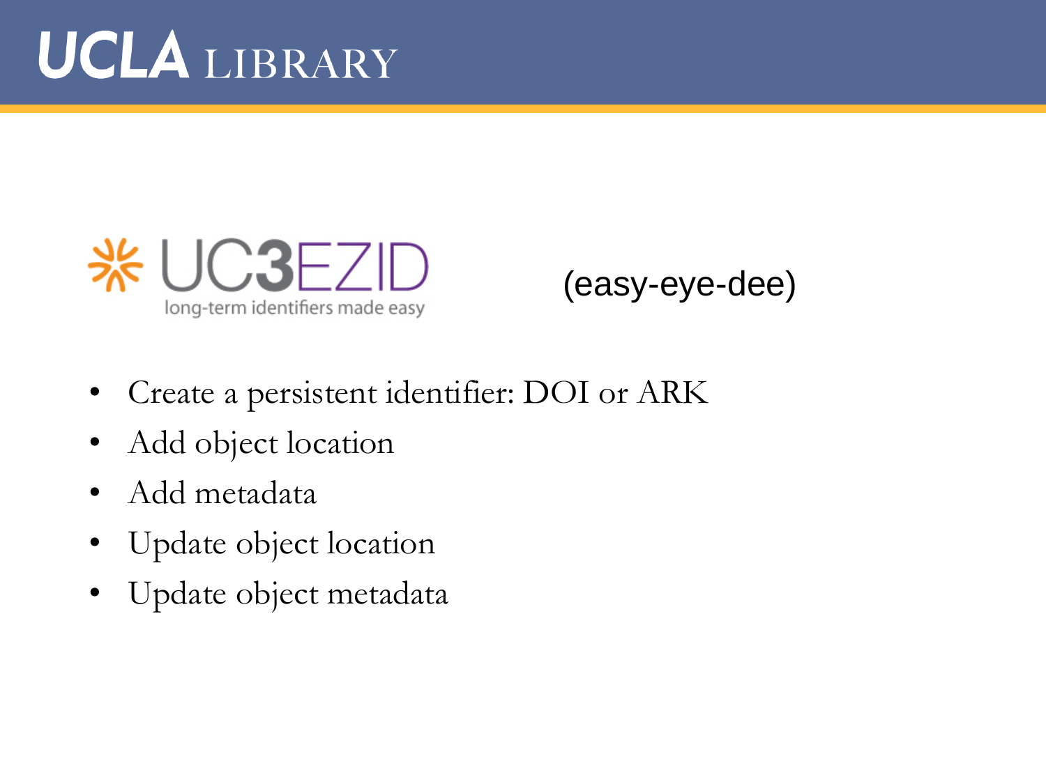UC3EZID

long-term identifiers made easy

(easy-eye-dee)

- Create a persistent identifier: DOI or ARK
- Add object location
- Add metadata
- Update object location
- Update object metadata